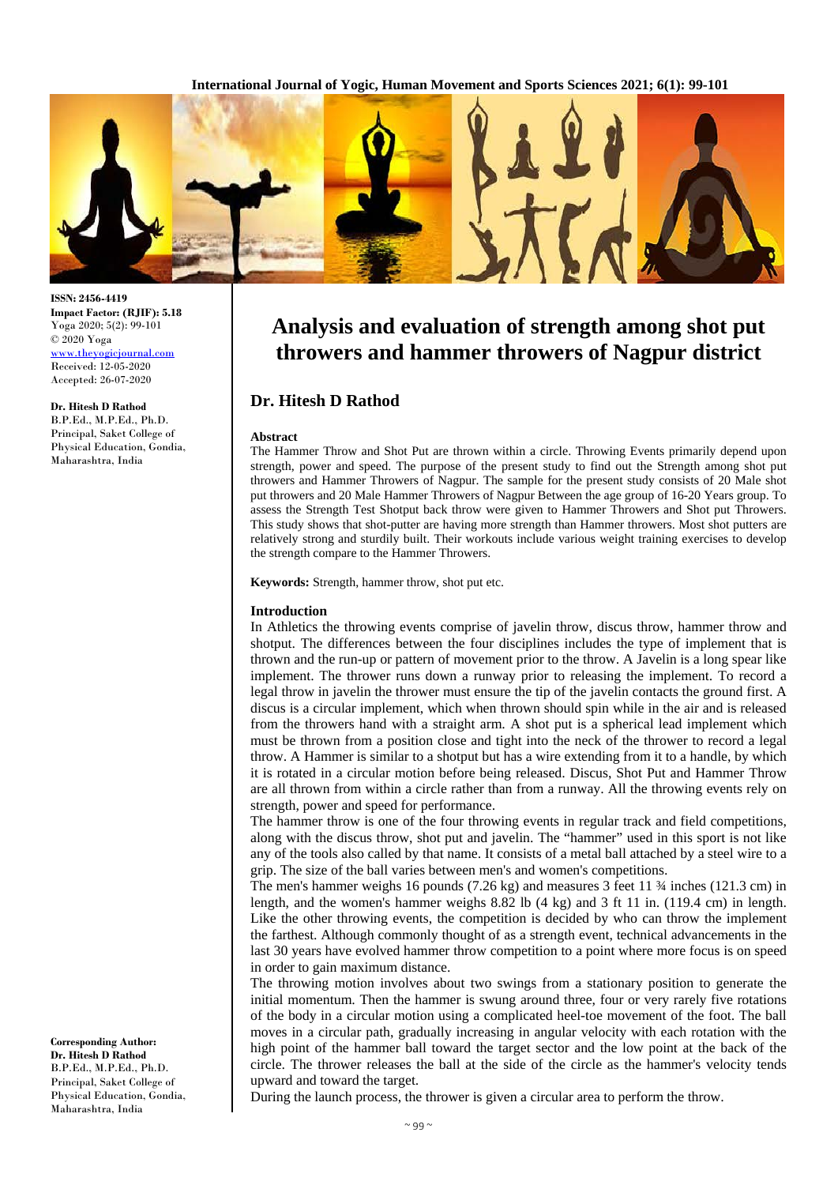ISSN: 2456-4419
**Impact Factor: (RJIF): 5.18**
Yoga 2020; 5(2): 99-101
© 2020 Yoga
www.theyogicjournal.com
Received: 12-05-2020
Accepted: 26-07-2020

**Dr. Hitesh D Rathod**
B.P.Ed., M.P.Ed., Ph.D.
Principal, Saket College of Physical Education, Gondia, Maharashtra, India

**Corresponding Author:**
**Dr. Hitesh D Rathod**
B.P.Ed., M.P.Ed., Ph.D.
Principal, Saket College of Physical Education, Gondia, Maharashtra, India

# Analysis and evaluation of strength among shot put throwers and hammer throwers of Nagpur district

## Dr. Hitesh D Rathod

### Abstract

The Hammer Throw and Shot Put are thrown within a circle. Throwing Events primarily depend upon strength, power and speed. The purpose of the present study to find out the Strength among shot put throwers and Hammer Throwers of Nagpur. The sample for the present study consists of 20 Male shot put throwers and 20 Male Hammer Throwers of Nagpur Between the age group of 16-20 Years group. To assess the Strength Test Shotput back throw were given to Hammer Throwers and Shot put Throwers. This study shows that shot-putter are having more strength than Hammer throwers. Most shot putters are relatively strong and sturdily built. Their workouts include various weight training exercises to develop the strength compare to the Hammer Throwers.

**Keywords:** Strength, hammer throw, shot put etc.

### Introduction

In Athletics the throwing events comprise of javelin throw, discus throw, hammer throw and shotput. The differences between the four disciplines includes the type of implement that is thrown and the run-up or pattern of movement prior to the throw. A Javelin is a long spear like implement. The thrower runs down a runway prior to releasing the implement. To record a legal throw in javelin the thrower must ensure the tip of the javelin contacts the ground first. A discus is a circular implement, which when thrown should spin while in the air and is released from the throwers hand with a straight arm. A shot put is a spherical lead implement which must be thrown from a position close and tight into the neck of the thrower to record a legal throw. A Hammer is similar to a shotput but has a wire extending from it to a handle, by which it is rotated in a circular motion before being released. Discus, Shot Put and Hammer Throw are all thrown from within a circle rather than from a runway. All the throwing events rely on strength, power and speed for performance.

The hammer throw is one of the four throwing events in regular track and field competitions, along with the discus throw, shot put and javelin. The "hammer" used in this sport is not like any of the tools also called by that name. It consists of a metal ball attached by a steel wire to a grip. The size of the ball varies between men's and women's competitions.

The men's hammer weighs 16 pounds (7.26 kg) and measures 3 feet 11 ¾ inches (121.3 cm) in length, and the women's hammer weighs 8.82 lb (4 kg) and 3 ft 11 in. (119.4 cm) in length. Like the other throwing events, the competition is decided by who can throw the implement the farthest. Although commonly thought of as a strength event, technical advancements in the last 30 years have evolved hammer throw competition to a point where more focus is on speed in order to gain maximum distance.

The throwing motion involves about two swings from a stationary position to generate the initial momentum. Then the hammer is swung around three, four or very rarely five rotations of the body in a circular motion using a complicated heel-toe movement of the foot. The ball moves in a circular path, gradually increasing in angular velocity with each rotation with the high point of the hammer ball toward the target sector and the low point at the back of the circle. The thrower releases the ball at the side of the circle as the hammer's velocity tends upward and toward the target.

During the launch process, the thrower is given a circular area to perform the throw.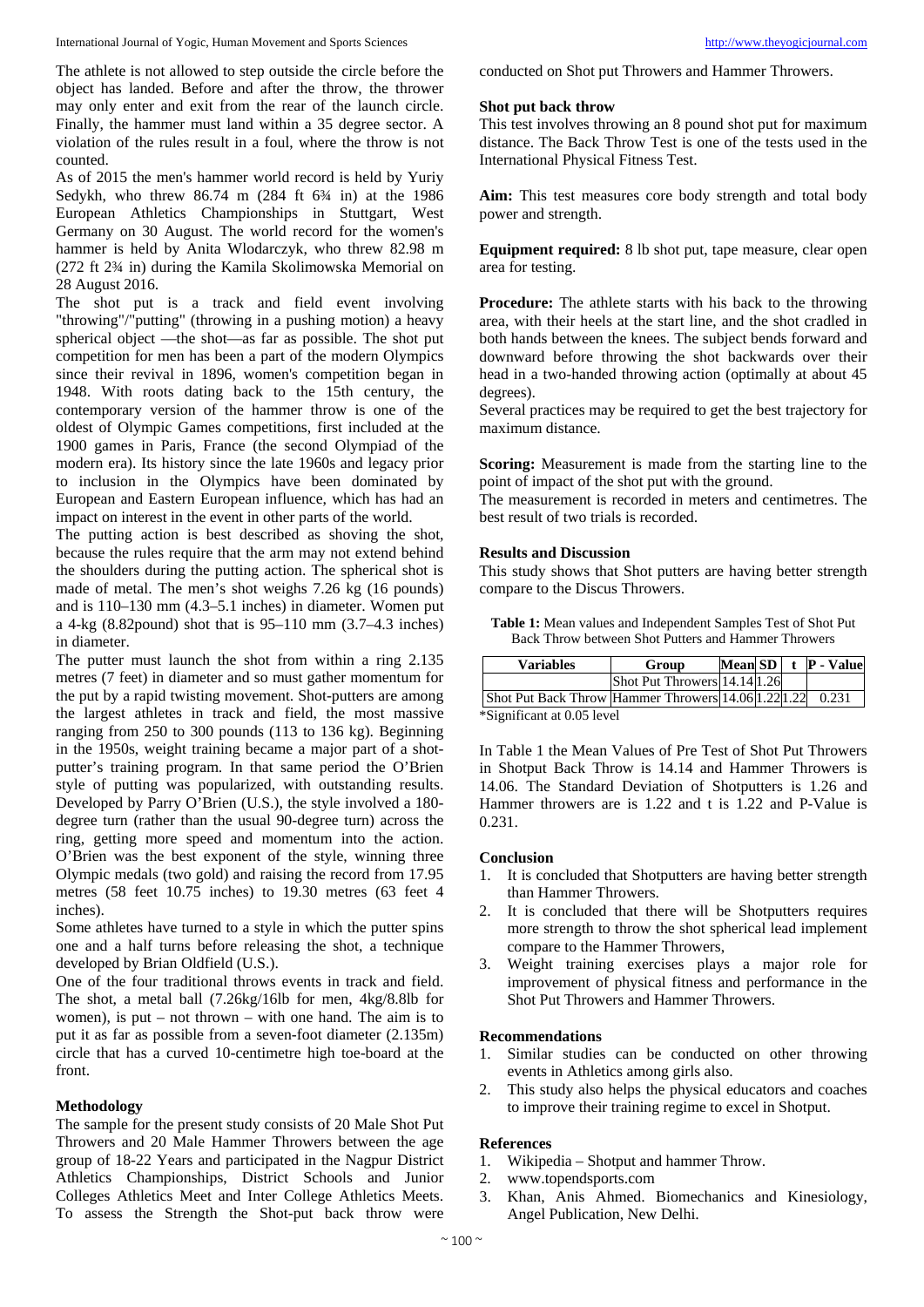The athlete is not allowed to step outside the circle before the object has landed. Before and after the throw, the thrower may only enter and exit from the rear of the launch circle. Finally, the hammer must land within a 35 degree sector. A violation of the rules result in a foul, where the throw is not counted.

As of 2015 the men's hammer world record is held by Yuriy Sedykh, who threw 86.74 m (284 ft 6¾ in) at the 1986 European Athletics Championships in Stuttgart, West Germany on 30 August. The world record for the women's hammer is held by Anita Wlodarczyk, who threw 82.98 m (272 ft 2¾ in) during the Kamila Skolimowska Memorial on 28 August 2016.

The shot put is a track and field event involving "throwing"/"putting" (throwing in a pushing motion) a heavy spherical object —the shot—as far as possible. The shot put competition for men has been a part of the modern Olympics since their revival in 1896, women's competition began in 1948. With roots dating back to the 15th century, the contemporary version of the hammer throw is one of the oldest of Olympic Games competitions, first included at the 1900 games in Paris, France (the second Olympiad of the modern era). Its history since the late 1960s and legacy prior to inclusion in the Olympics have been dominated by European and Eastern European influence, which has had an impact on interest in the event in other parts of the world.

The putting action is best described as shoving the shot, because the rules require that the arm may not extend behind the shoulders during the putting action. The spherical shot is made of metal. The men's shot weighs 7.26 kg (16 pounds) and is 110–130 mm (4.3–5.1 inches) in diameter. Women put a 4-kg (8.82pound) shot that is 95–110 mm (3.7–4.3 inches) in diameter.

The putter must launch the shot from within a ring 2.135 metres (7 feet) in diameter and so must gather momentum for the put by a rapid twisting movement. Shot-putters are among the largest athletes in track and field, the most massive ranging from 250 to 300 pounds (113 to 136 kg). Beginning in the 1950s, weight training became a major part of a shot-putter's training program. In that same period the O'Brien style of putting was popularized, with outstanding results. Developed by Parry O'Brien (U.S.), the style involved a 180-degree turn (rather than the usual 90-degree turn) across the ring, getting more speed and momentum into the action. O'Brien was the best exponent of the style, winning three Olympic medals (two gold) and raising the record from 17.95 metres (58 feet 10.75 inches) to 19.30 metres (63 feet 4 inches).

Some athletes have turned to a style in which the putter spins one and a half turns before releasing the shot, a technique developed by Brian Oldfield (U.S.).

One of the four traditional throws events in track and field. The shot, a metal ball (7.26kg/16lb for men, 4kg/8.8lb for women), is put – not thrown – with one hand. The aim is to put it as far as possible from a seven-foot diameter (2.135m) circle that has a curved 10-centimetre high toe-board at the front.

## Methodology

The sample for the present study consists of 20 Male Shot Put Throwers and 20 Male Hammer Throwers between the age group of 18-22 Years and participated in the Nagpur District Athletics Championships, District Schools and Junior Colleges Athletics Meet and Inter College Athletics Meets. To assess the Strength the Shot-put back throw were conducted on Shot put Throwers and Hammer Throwers.

### Shot put back throw

This test involves throwing an 8 pound shot put for maximum distance. The Back Throw Test is one of the tests used in the International Physical Fitness Test.

**Aim:** This test measures core body strength and total body power and strength.

**Equipment required:** 8 lb shot put, tape measure, clear open area for testing.

**Procedure:** The athlete starts with his back to the throwing area, with their heels at the start line, and the shot cradled in both hands between the knees. The subject bends forward and downward before throwing the shot backwards over their head in a two-handed throwing action (optimally at about 45 degrees).

Several practices may be required to get the best trajectory for maximum distance.

**Scoring:** Measurement is made from the starting line to the point of impact of the shot put with the ground.

The measurement is recorded in meters and centimetres. The best result of two trials is recorded.

## Results and Discussion

This study shows that Shot putters are having better strength compare to the Discus Throwers.

**Table 1:** Mean values and Independent Samples Test of Shot Put Back Throw between Shot Putters and Hammer Throwers

| Variables | Group | Mean | SD | t | P - Value |
|---|---|---|---|---|---|
| | Shot Put Throwers | 14.14 | 1.26 | | |
| Shot Put Back Throw | Hammer Throwers | 14.06 | 1.22 | 1.22 | 0.231 |

*Significant at 0.05 level

In Table 1 the Mean Values of Pre Test of Shot Put Throwers in Shotput Back Throw is 14.14 and Hammer Throwers is 14.06. The Standard Deviation of Shotputters is 1.26 and Hammer throwers are is 1.22 and t is 1.22 and P-Value is 0.231.

## Conclusion

1. It is concluded that Shotputters are having better strength than Hammer Throwers.
2. It is concluded that there will be Shotputters requires more strength to throw the shot spherical lead implement compare to the Hammer Throwers,
3. Weight training exercises plays a major role for improvement of physical fitness and performance in the Shot Put Throwers and Hammer Throwers.

## Recommendations

1. Similar studies can be conducted on other throwing events in Athletics among girls also.
2. This study also helps the physical educators and coaches to improve their training regime to excel in Shotput.

## References

1. Wikipedia – Shotput and hammer Throw.
2. www.topendsports.com
3. Khan, Anis Ahmed. Biomechanics and Kinesiology, Angel Publication, New Delhi.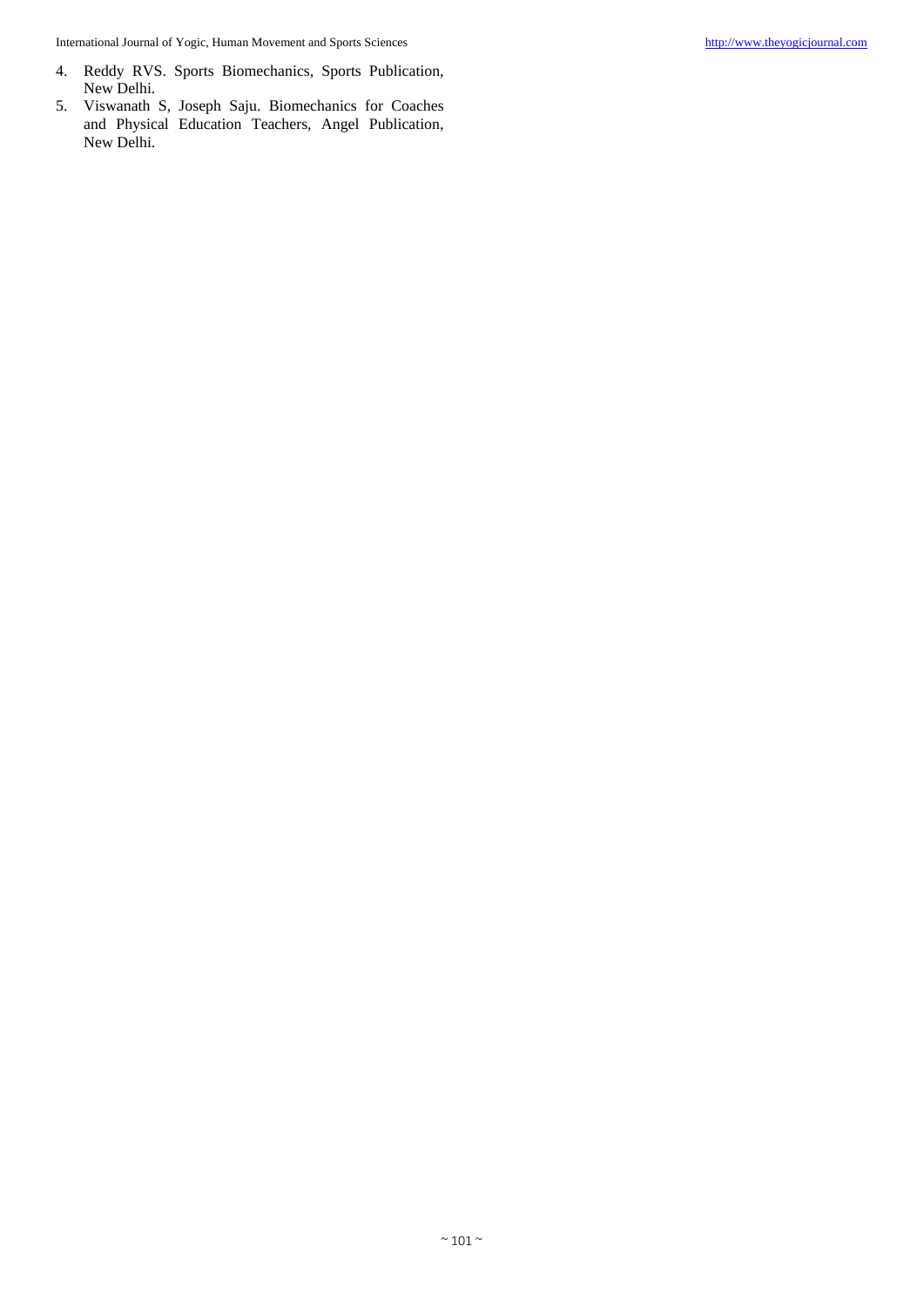4. Reddy RVS. Sports Biomechanics, Sports Publication, New Delhi.
5. Viswanath S, Joseph Saju. Biomechanics for Coaches and Physical Education Teachers, Angel Publication, New Delhi.